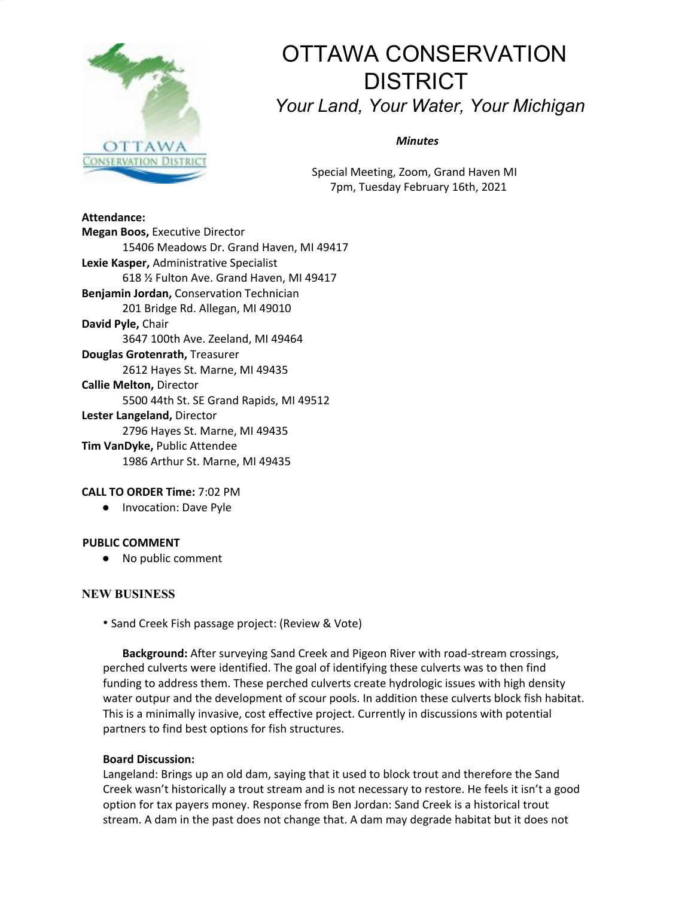# OTTAWA CONSERVATION DISTRICT

*Your Land, Your Water, Your Michigan*

***Minutes***

Special Meeting, Zoom, Grand Haven MI
7pm, Tuesday February 16th, 2021

**Attendance:**

**Megan Boos,** Executive Director
15406 Meadows Dr. Grand Haven, MI 49417

**Lexie Kasper,** Administrative Specialist
618 ½ Fulton Ave. Grand Haven, MI 49417

**Benjamin Jordan,** Conservation Technician
201 Bridge Rd. Allegan, MI 49010

**David Pyle,** Chair
3647 100th Ave. Zeeland, MI 49464

**Douglas Grotenrath,** Treasurer
2612 Hayes St. Marne, MI 49435

**Callie Melton,** Director
5500 44th St. SE Grand Rapids, MI 49512

**Lester Langeland,** Director
2796 Hayes St. Marne, MI 49435

**Tim VanDyke,** Public Attendee
1986 Arthur St. Marne, MI 49435

**CALL TO ORDER Time:** 7:02 PM

- Invocation: Dave Pyle

**PUBLIC COMMENT**

- No public comment

## NEW BUSINESS

- Sand Creek Fish passage project: (Review & Vote)

**Background:** After surveying Sand Creek and Pigeon River with road-stream crossings, perched culverts were identified. The goal of identifying these culverts was to then find funding to address them. These perched culverts create hydrologic issues with high density water outpur and the development of scour pools. In addition these culverts block fish habitat. This is a minimally invasive, cost effective project. Currently in discussions with potential partners to find best options for fish structures.

**Board Discussion:**

Langeland: Brings up an old dam, saying that it used to block trout and therefore the Sand Creek wasn't historically a trout stream and is not necessary to restore. He feels it isn't a good option for tax payers money. Response from Ben Jordan: Sand Creek is a historical trout stream. A dam in the past does not change that. A dam may degrade habitat but it does not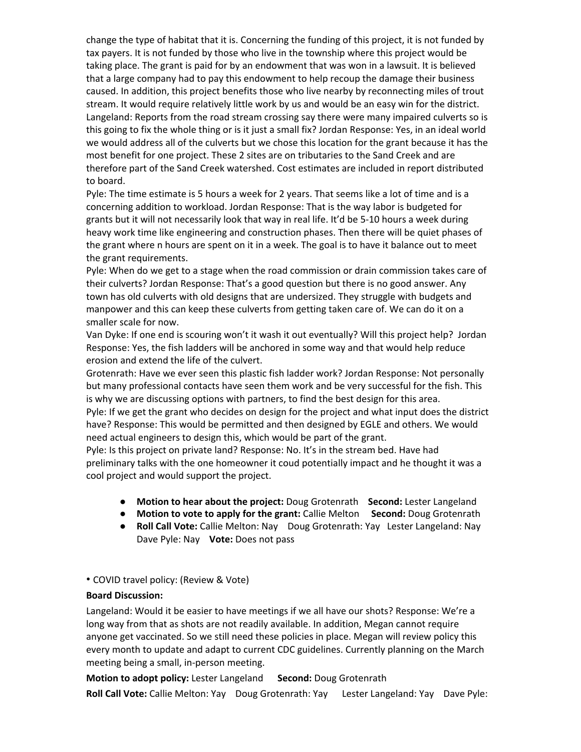change the type of habitat that it is. Concerning the funding of this project, it is not funded by tax payers. It is not funded by those who live in the township where this project would be taking place. The grant is paid for by an endowment that was won in a lawsuit. It is believed that a large company had to pay this endowment to help recoup the damage their business caused. In addition, this project benefits those who live nearby by reconnecting miles of trout stream. It would require relatively little work by us and would be an easy win for the district.
Langeland: Reports from the road stream crossing say there were many impaired culverts so is this going to fix the whole thing or is it just a small fix? Jordan Response: Yes, in an ideal world we would address all of the culverts but we chose this location for the grant because it has the most benefit for one project. These 2 sites are on tributaries to the Sand Creek and are therefore part of the Sand Creek watershed. Cost estimates are included in report distributed to board.
Pyle: The time estimate is 5 hours a week for 2 years. That seems like a lot of time and is a concerning addition to workload. Jordan Response: That is the way labor is budgeted for grants but it will not necessarily look that way in real life. It'd be 5-10 hours a week during heavy work time like engineering and construction phases. Then there will be quiet phases of the grant where n hours are spent on it in a week. The goal is to have it balance out to meet the grant requirements.
Pyle: When do we get to a stage when the road commission or drain commission takes care of their culverts? Jordan Response: That's a good question but there is no good answer. Any town has old culverts with old designs that are undersized. They struggle with budgets and manpower and this can keep these culverts from getting taken care of. We can do it on a smaller scale for now.
Van Dyke: If one end is scouring won't it wash it out eventually? Will this project help? Jordan Response: Yes, the fish ladders will be anchored in some way and that would help reduce erosion and extend the life of the culvert.
Grotenrath: Have we ever seen this plastic fish ladder work? Jordan Response: Not personally but many professional contacts have seen them work and be very successful for the fish. This is why we are discussing options with partners, to find the best design for this area.
Pyle: If we get the grant who decides on design for the project and what input does the district have? Response: This would be permitted and then designed by EGLE and others. We would need actual engineers to design this, which would be part of the grant.
Pyle: Is this project on private land? Response: No. It's in the stream bed. Have had preliminary talks with the one homeowner it coud potentially impact and he thought it was a cool project and would support the project.

- **Motion to hear about the project:** Doug Grotenrath **Second:** Lester Langeland
- **Motion to vote to apply for the grant:** Callie Melton **Second:** Doug Grotenrath
- **Roll Call Vote:** Callie Melton: Nay Doug Grotenrath: Yay Lester Langeland: Nay Dave Pyle: Nay **Vote:** Does not pass

• COVID travel policy: (Review & Vote)

**Board Discussion:**

Langeland: Would it be easier to have meetings if we all have our shots? Response: We're a long way from that as shots are not readily available. In addition, Megan cannot require anyone get vaccinated. So we still need these policies in place. Megan will review policy this every month to update and adapt to current CDC guidelines. Currently planning on the March meeting being a small, in-person meeting.

**Motion to adopt policy:** Lester Langeland **Second:** Doug Grotenrath

**Roll Call Vote:** Callie Melton: Yay Doug Grotenrath: Yay Lester Langeland: Yay Dave Pyle: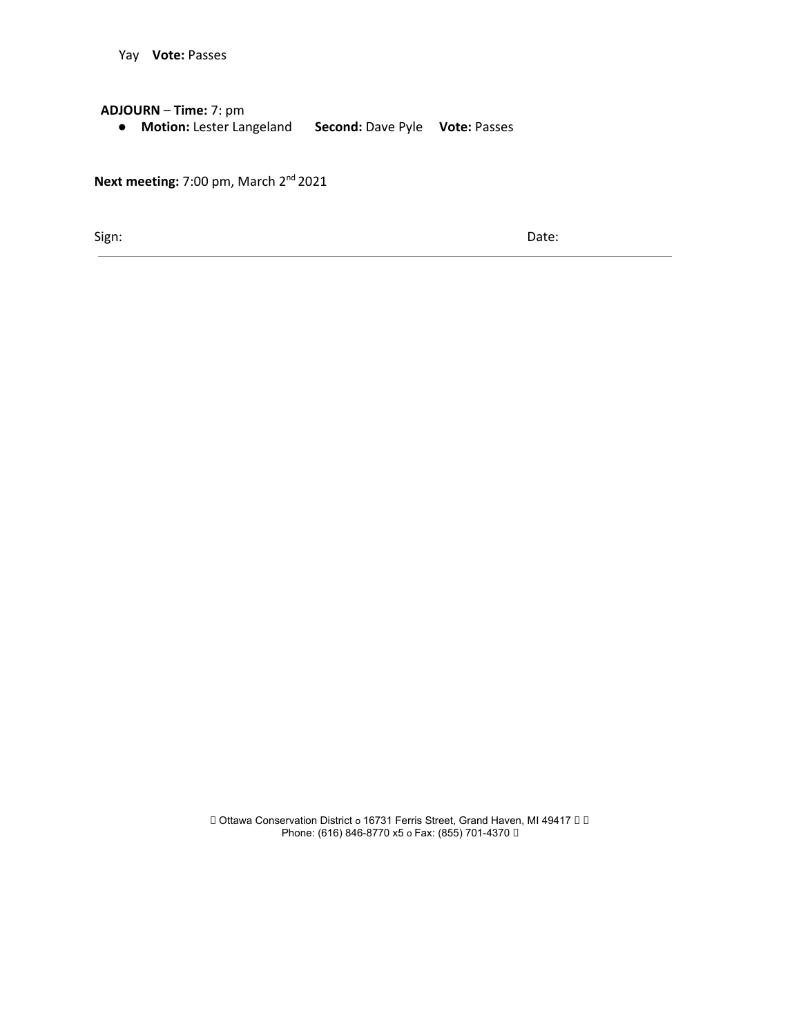Yay **Vote:** Passes

**ADJOURN** – **Time:** 7: pm

- **Motion:** Lester Langeland **Second:** Dave Pyle **Vote:** Passes

**Next meeting:** 7:00 pm, March 2nd 2021

Sign: Date:

---

 Ottawa Conservation District o 16731 Ferris Street, Grand Haven, MI 49417  
Phone: (616) 846-8770 x5 o Fax: (855) 701-4370